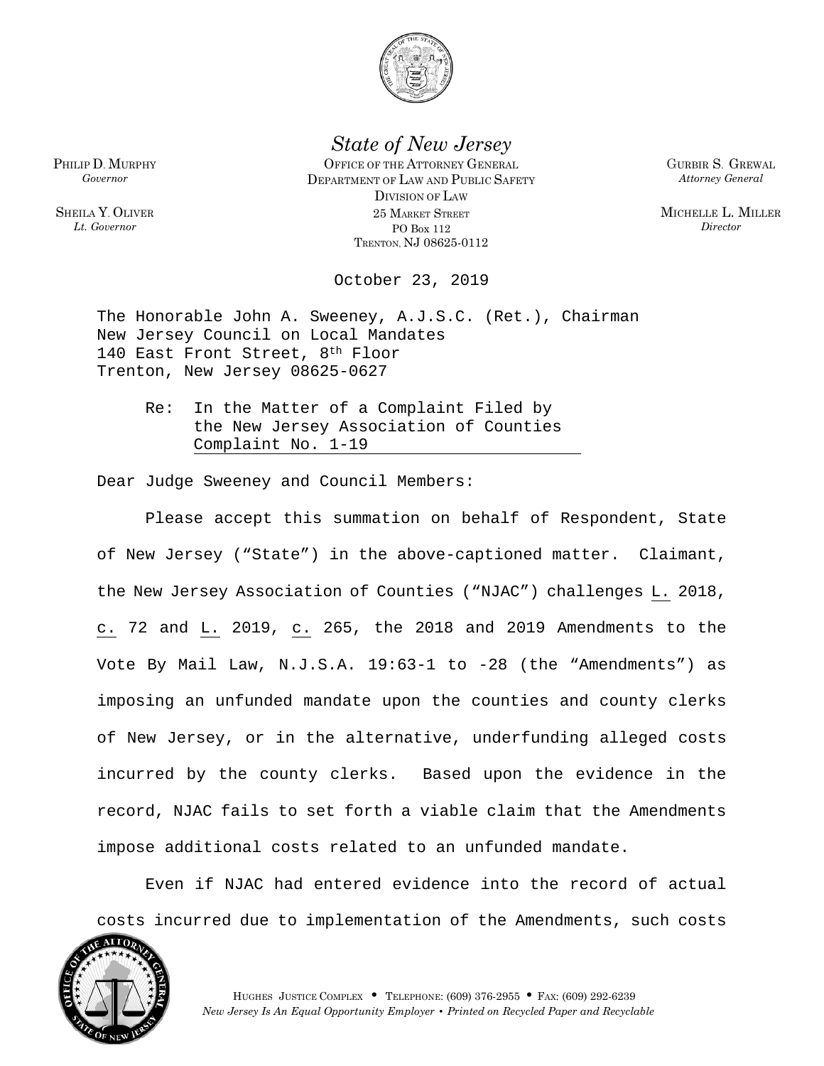*State of New Jersey*

OFFICE OF THE ATTORNEY GENERAL
DEPARTMENT OF LAW AND PUBLIC SAFETY
DIVISION OF LAW
25 MARKET STREET
PO BOX 112
TRENTON, NJ 08625-0112

PHILIP D. MURPHY
*Governor*

SHEILA Y. OLIVER
*Lt. Governor*

GURBIR S. GREWAL
*Attorney General*

MICHELLE L. MILLER
*Director*

October 23, 2019

The Honorable John A. Sweeney, A.J.S.C. (Ret.), Chairman
New Jersey Council on Local Mandates
140 East Front Street, 8th Floor
Trenton, New Jersey 08625-0627

Re: In the Matter of a Complaint Filed by the New Jersey Association of Counties
Complaint No. 1-19

Dear Judge Sweeney and Council Members:

Please accept this summation on behalf of Respondent, State of New Jersey ("State") in the above-captioned matter. Claimant, the New Jersey Association of Counties ("NJAC") challenges L. 2018, c. 72 and L. 2019, c. 265, the 2018 and 2019 Amendments to the Vote By Mail Law, N.J.S.A. 19:63-1 to -28 (the "Amendments") as imposing an unfunded mandate upon the counties and county clerks of New Jersey, or in the alternative, underfunding alleged costs incurred by the county clerks. Based upon the evidence in the record, NJAC fails to set forth a viable claim that the Amendments impose additional costs related to an unfunded mandate.

Even if NJAC had entered evidence into the record of actual costs incurred due to implementation of the Amendments, such costs

HUGHES JUSTICE COMPLEX • TELEPHONE: (609) 376-2955 • FAX: (609) 292-6239
*New Jersey Is An Equal Opportunity Employer • Printed on Recycled Paper and Recyclable*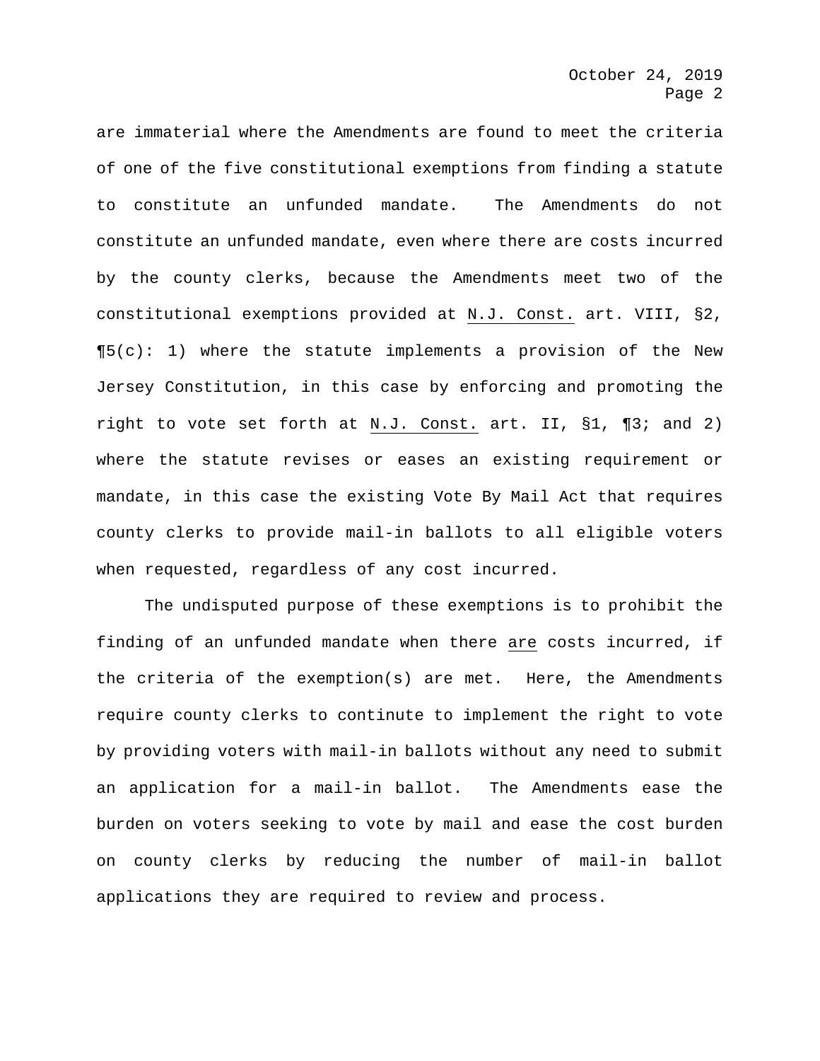are immaterial where the Amendments are found to meet the criteria of one of the five constitutional exemptions from finding a statute to constitute an unfunded mandate. The Amendments do not constitute an unfunded mandate, even where there are costs incurred by the county clerks, because the Amendments meet two of the constitutional exemptions provided at N.J. Const. art. VIII, §2, ¶5(c): 1) where the statute implements a provision of the New Jersey Constitution, in this case by enforcing and promoting the right to vote set forth at N.J. Const. art. II, §1, ¶3; and 2) where the statute revises or eases an existing requirement or mandate, in this case the existing Vote By Mail Act that requires county clerks to provide mail-in ballots to all eligible voters when requested, regardless of any cost incurred.

The undisputed purpose of these exemptions is to prohibit the finding of an unfunded mandate when there are costs incurred, if the criteria of the exemption(s) are met. Here, the Amendments require county clerks to continute to implement the right to vote by providing voters with mail-in ballots without any need to submit an application for a mail-in ballot. The Amendments ease the burden on voters seeking to vote by mail and ease the cost burden on county clerks by reducing the number of mail-in ballot applications they are required to review and process.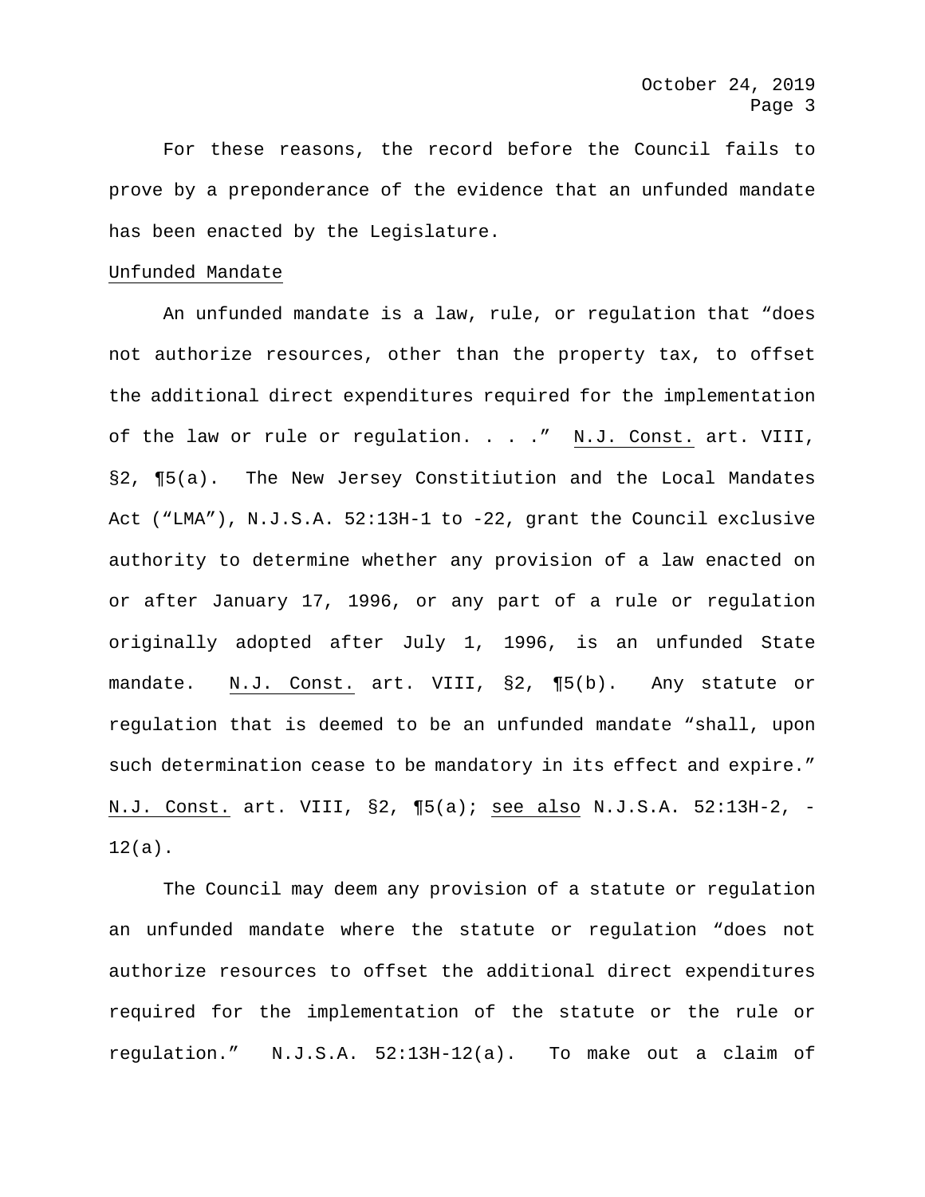For these reasons, the record before the Council fails to prove by a preponderance of the evidence that an unfunded mandate has been enacted by the Legislature.

Unfunded Mandate

An unfunded mandate is a law, rule, or regulation that "does not authorize resources, other than the property tax, to offset the additional direct expenditures required for the implementation of the law or rule or regulation. . . ." N.J. Const. art. VIII, §2, ¶5(a). The New Jersey Constitiution and the Local Mandates Act ("LMA"), N.J.S.A. 52:13H-1 to -22, grant the Council exclusive authority to determine whether any provision of a law enacted on or after January 17, 1996, or any part of a rule or regulation originally adopted after July 1, 1996, is an unfunded State mandate. N.J. Const. art. VIII, §2, ¶5(b). Any statute or regulation that is deemed to be an unfunded mandate "shall, upon such determination cease to be mandatory in its effect and expire." N.J. Const. art. VIII, §2, ¶5(a); see also N.J.S.A. 52:13H-2, -12(a).

The Council may deem any provision of a statute or regulation an unfunded mandate where the statute or regulation "does not authorize resources to offset the additional direct expenditures required for the implementation of the statute or the rule or regulation." N.J.S.A. 52:13H-12(a). To make out a claim of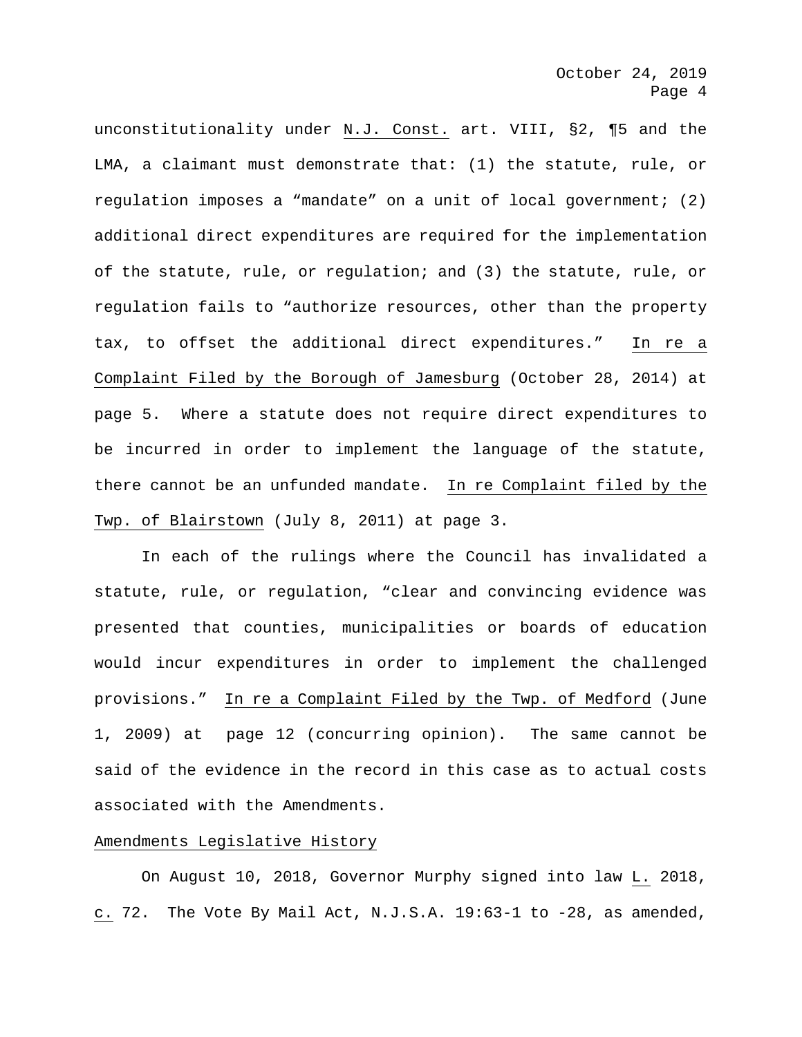unconstitutionality under N.J. Const. art. VIII, §2, ¶5 and the LMA, a claimant must demonstrate that: (1) the statute, rule, or regulation imposes a "mandate" on a unit of local government; (2) additional direct expenditures are required for the implementation of the statute, rule, or regulation; and (3) the statute, rule, or regulation fails to "authorize resources, other than the property tax, to offset the additional direct expenditures." In re a Complaint Filed by the Borough of Jamesburg (October 28, 2014) at page 5. Where a statute does not require direct expenditures to be incurred in order to implement the language of the statute, there cannot be an unfunded mandate. In re Complaint filed by the Twp. of Blairstown (July 8, 2011) at page 3.

In each of the rulings where the Council has invalidated a statute, rule, or regulation, "clear and convincing evidence was presented that counties, municipalities or boards of education would incur expenditures in order to implement the challenged provisions." In re a Complaint Filed by the Twp. of Medford (June 1, 2009) at page 12 (concurring opinion). The same cannot be said of the evidence in the record in this case as to actual costs associated with the Amendments.

Amendments Legislative History

On August 10, 2018, Governor Murphy signed into law L. 2018, c. 72. The Vote By Mail Act, N.J.S.A. 19:63-1 to -28, as amended,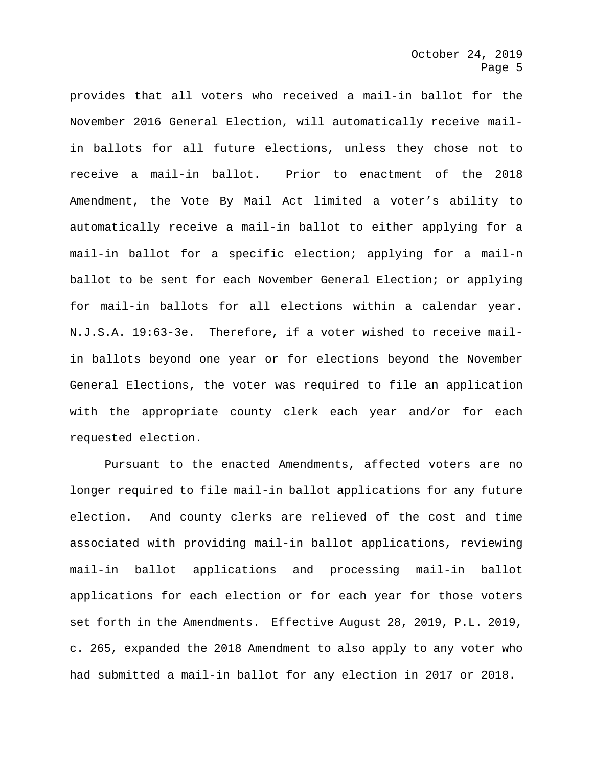provides that all voters who received a mail-in ballot for the November 2016 General Election, will automatically receive mail-in ballots for all future elections, unless they chose not to receive a mail-in ballot. Prior to enactment of the 2018 Amendment, the Vote By Mail Act limited a voter's ability to automatically receive a mail-in ballot to either applying for a mail-in ballot for a specific election; applying for a mail-n ballot to be sent for each November General Election; or applying for mail-in ballots for all elections within a calendar year. N.J.S.A. 19:63-3e. Therefore, if a voter wished to receive mail-in ballots beyond one year or for elections beyond the November General Elections, the voter was required to file an application with the appropriate county clerk each year and/or for each requested election.

Pursuant to the enacted Amendments, affected voters are no longer required to file mail-in ballot applications for any future election. And county clerks are relieved of the cost and time associated with providing mail-in ballot applications, reviewing mail-in ballot applications and processing mail-in ballot applications for each election or for each year for those voters set forth in the Amendments. Effective August 28, 2019, P.L. 2019, c. 265, expanded the 2018 Amendment to also apply to any voter who had submitted a mail-in ballot for any election in 2017 or 2018.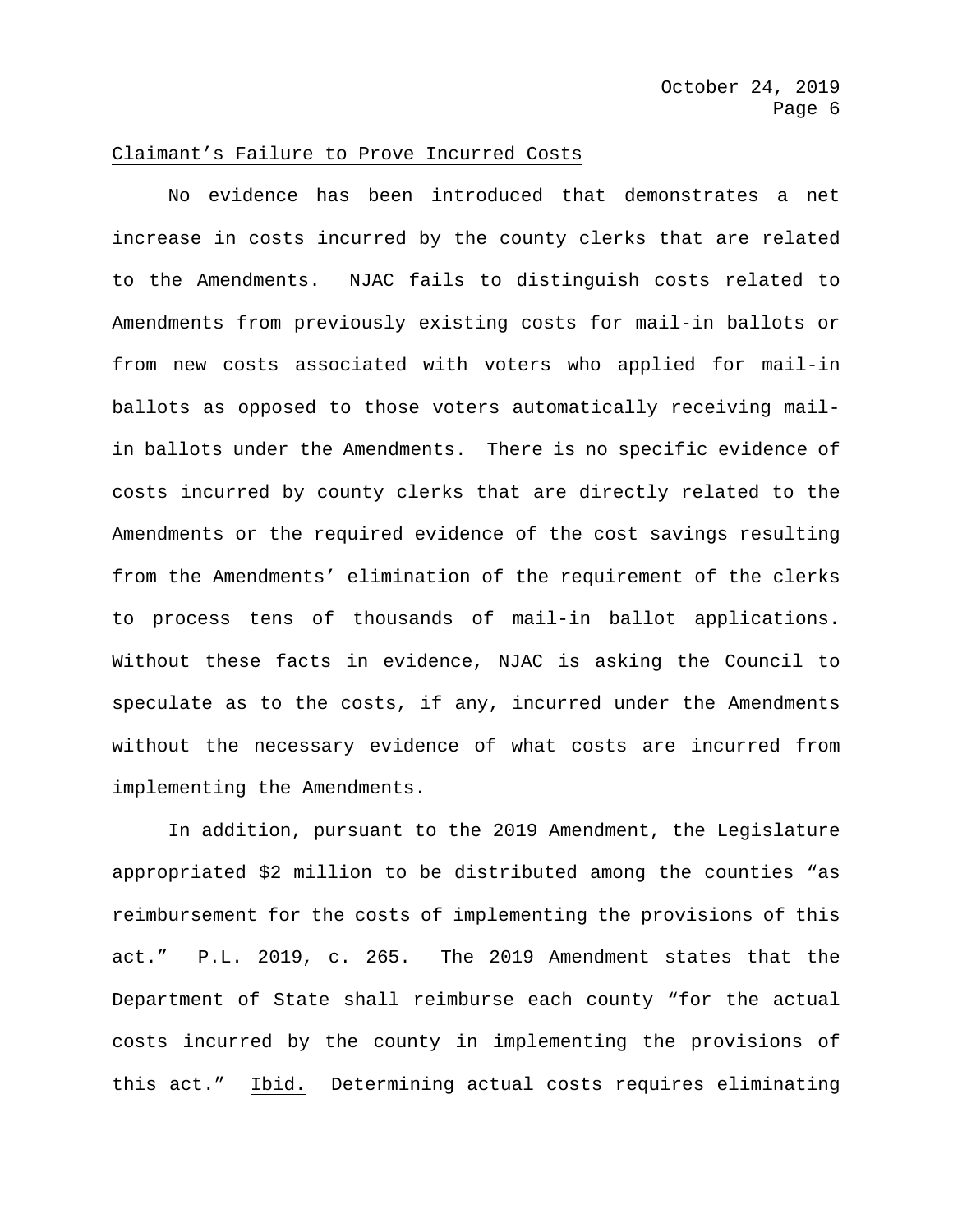<u>Claimant's Failure to Prove Incurred Costs</u>

No evidence has been introduced that demonstrates a net increase in costs incurred by the county clerks that are related to the Amendments. NJAC fails to distinguish costs related to Amendments from previously existing costs for mail-in ballots or from new costs associated with voters who applied for mail-in ballots as opposed to those voters automatically receiving mail-in ballots under the Amendments. There is no specific evidence of costs incurred by county clerks that are directly related to the Amendments or the required evidence of the cost savings resulting from the Amendments' elimination of the requirement of the clerks to process tens of thousands of mail-in ballot applications. Without these facts in evidence, NJAC is asking the Council to speculate as to the costs, if any, incurred under the Amendments without the necessary evidence of what costs are incurred from implementing the Amendments.

In addition, pursuant to the 2019 Amendment, the Legislature appropriated $2 million to be distributed among the counties "as reimbursement for the costs of implementing the provisions of this act." P.L. 2019, c. 265. The 2019 Amendment states that the Department of State shall reimburse each county "for the actual costs incurred by the county in implementing the provisions of this act." <u>Ibid.</u> Determining actual costs requires eliminating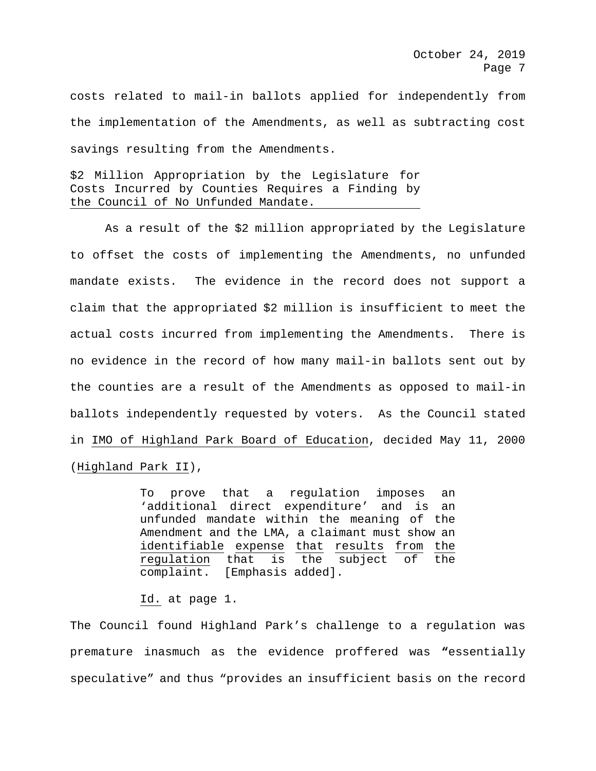costs related to mail-in ballots applied for independently from the implementation of the Amendments, as well as subtracting cost savings resulting from the Amendments.

<u>$2 Million Appropriation by the Legislature for Costs Incurred by Counties Requires a Finding by the Council of No Unfunded Mandate.</u>

As a result of the $2 million appropriated by the Legislature to offset the costs of implementing the Amendments, no unfunded mandate exists. The evidence in the record does not support a claim that the appropriated $2 million is insufficient to meet the actual costs incurred from implementing the Amendments. There is no evidence in the record of how many mail-in ballots sent out by the counties are a result of the Amendments as opposed to mail-in ballots independently requested by voters. As the Council stated in <u>IMO of Highland Park Board of Education</u>, decided May 11, 2000 (<u>Highland Park II</u>),

> To prove that a regulation imposes an 'additional direct expenditure' and is an unfunded mandate within the meaning of the Amendment and the LMA, a claimant must show an <u>identifiable expense that results from the regulation</u> that is the subject of the complaint. [Emphasis added].
>
> <u>Id.</u> at page 1.

The Council found Highland Park's challenge to a regulation was premature inasmuch as the evidence proffered was **"**essentially speculative" and thus "provides an insufficient basis on the record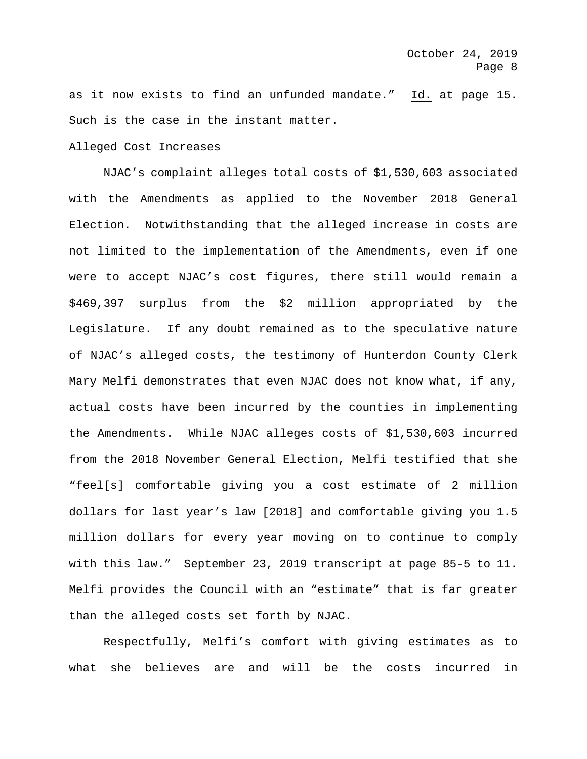as it now exists to find an unfunded mandate." Id. at page 15. Such is the case in the instant matter.

Alleged Cost Increases

NJAC's complaint alleges total costs of $1,530,603 associated with the Amendments as applied to the November 2018 General Election. Notwithstanding that the alleged increase in costs are not limited to the implementation of the Amendments, even if one were to accept NJAC's cost figures, there still would remain a $469,397 surplus from the $2 million appropriated by the Legislature. If any doubt remained as to the speculative nature of NJAC's alleged costs, the testimony of Hunterdon County Clerk Mary Melfi demonstrates that even NJAC does not know what, if any, actual costs have been incurred by the counties in implementing the Amendments. While NJAC alleges costs of $1,530,603 incurred from the 2018 November General Election, Melfi testified that she "feel[s] comfortable giving you a cost estimate of 2 million dollars for last year's law [2018] and comfortable giving you 1.5 million dollars for every year moving on to continue to comply with this law." September 23, 2019 transcript at page 85-5 to 11. Melfi provides the Council with an "estimate" that is far greater than the alleged costs set forth by NJAC.

Respectfully, Melfi's comfort with giving estimates as to what she believes are and will be the costs incurred in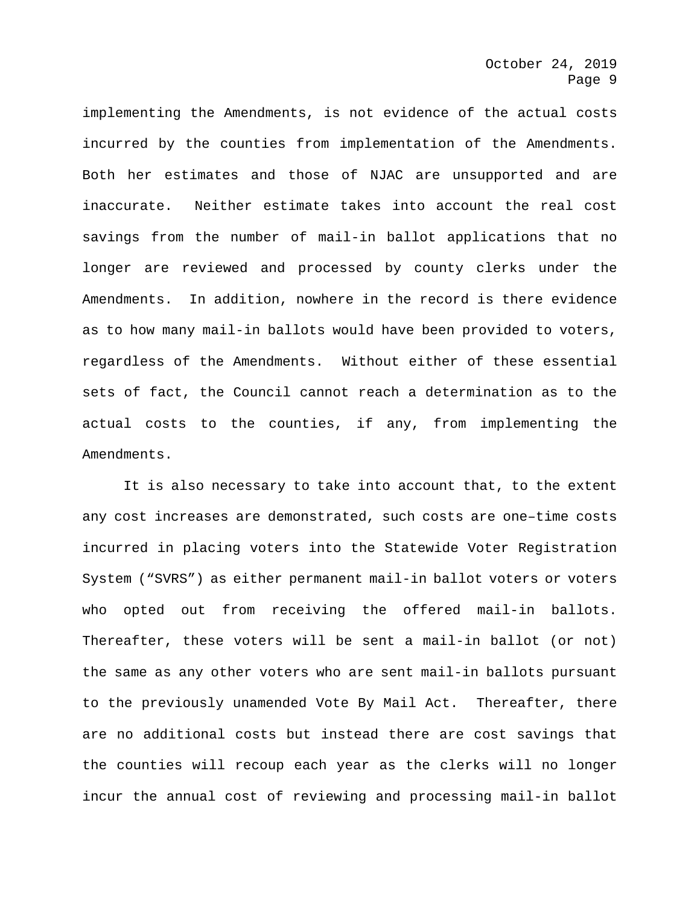implementing the Amendments, is not evidence of the actual costs incurred by the counties from implementation of the Amendments. Both her estimates and those of NJAC are unsupported and are inaccurate. Neither estimate takes into account the real cost savings from the number of mail-in ballot applications that no longer are reviewed and processed by county clerks under the Amendments. In addition, nowhere in the record is there evidence as to how many mail-in ballots would have been provided to voters, regardless of the Amendments. Without either of these essential sets of fact, the Council cannot reach a determination as to the actual costs to the counties, if any, from implementing the Amendments.

It is also necessary to take into account that, to the extent any cost increases are demonstrated, such costs are one–time costs incurred in placing voters into the Statewide Voter Registration System ("SVRS") as either permanent mail-in ballot voters or voters who opted out from receiving the offered mail-in ballots. Thereafter, these voters will be sent a mail-in ballot (or not) the same as any other voters who are sent mail-in ballots pursuant to the previously unamended Vote By Mail Act. Thereafter, there are no additional costs but instead there are cost savings that the counties will recoup each year as the clerks will no longer incur the annual cost of reviewing and processing mail-in ballot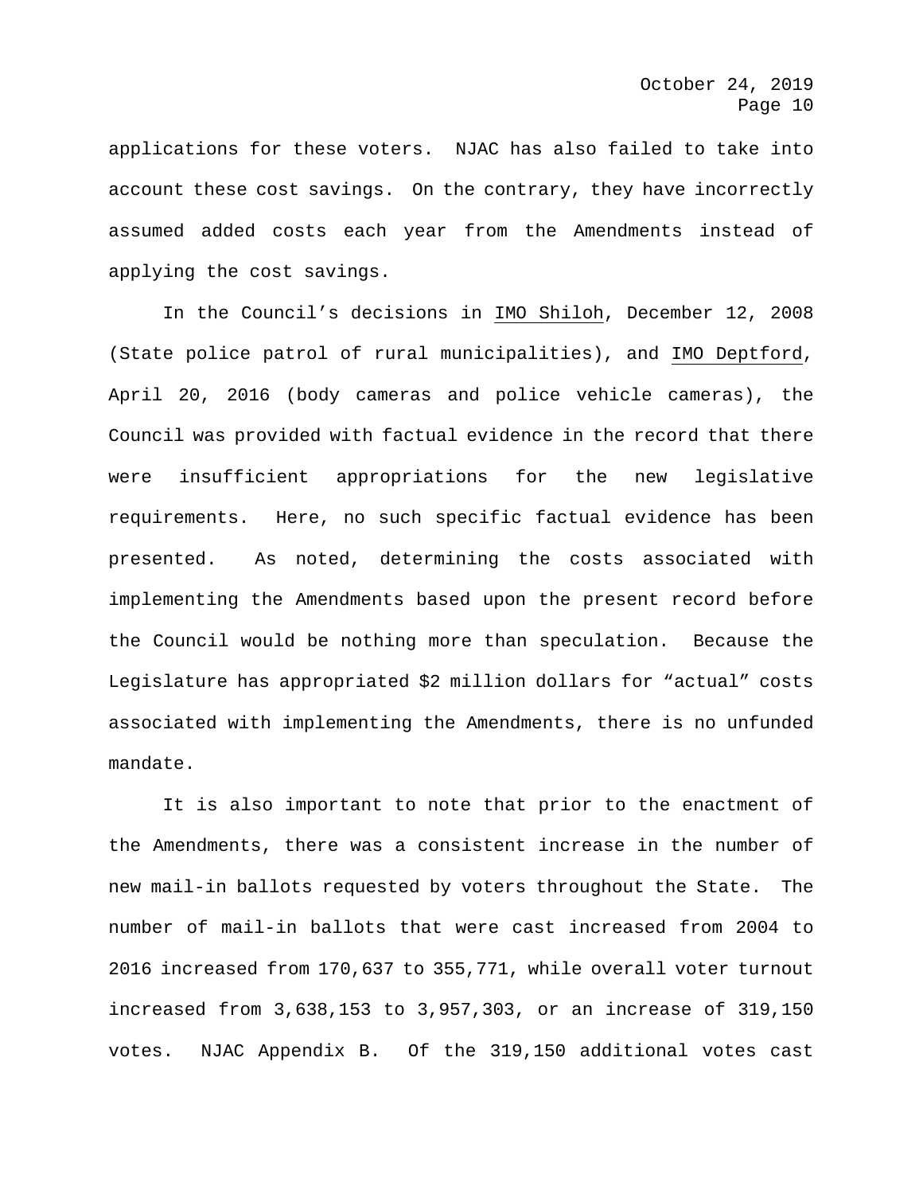applications for these voters. NJAC has also failed to take into account these cost savings. On the contrary, they have incorrectly assumed added costs each year from the Amendments instead of applying the cost savings.

In the Council's decisions in IMO Shiloh, December 12, 2008 (State police patrol of rural municipalities), and IMO Deptford, April 20, 2016 (body cameras and police vehicle cameras), the Council was provided with factual evidence in the record that there were insufficient appropriations for the new legislative requirements. Here, no such specific factual evidence has been presented. As noted, determining the costs associated with implementing the Amendments based upon the present record before the Council would be nothing more than speculation. Because the Legislature has appropriated $2 million dollars for "actual" costs associated with implementing the Amendments, there is no unfunded mandate.

It is also important to note that prior to the enactment of the Amendments, there was a consistent increase in the number of new mail-in ballots requested by voters throughout the State. The number of mail-in ballots that were cast increased from 2004 to 2016 increased from 170,637 to 355,771, while overall voter turnout increased from 3,638,153 to 3,957,303, or an increase of 319,150 votes. NJAC Appendix B. Of the 319,150 additional votes cast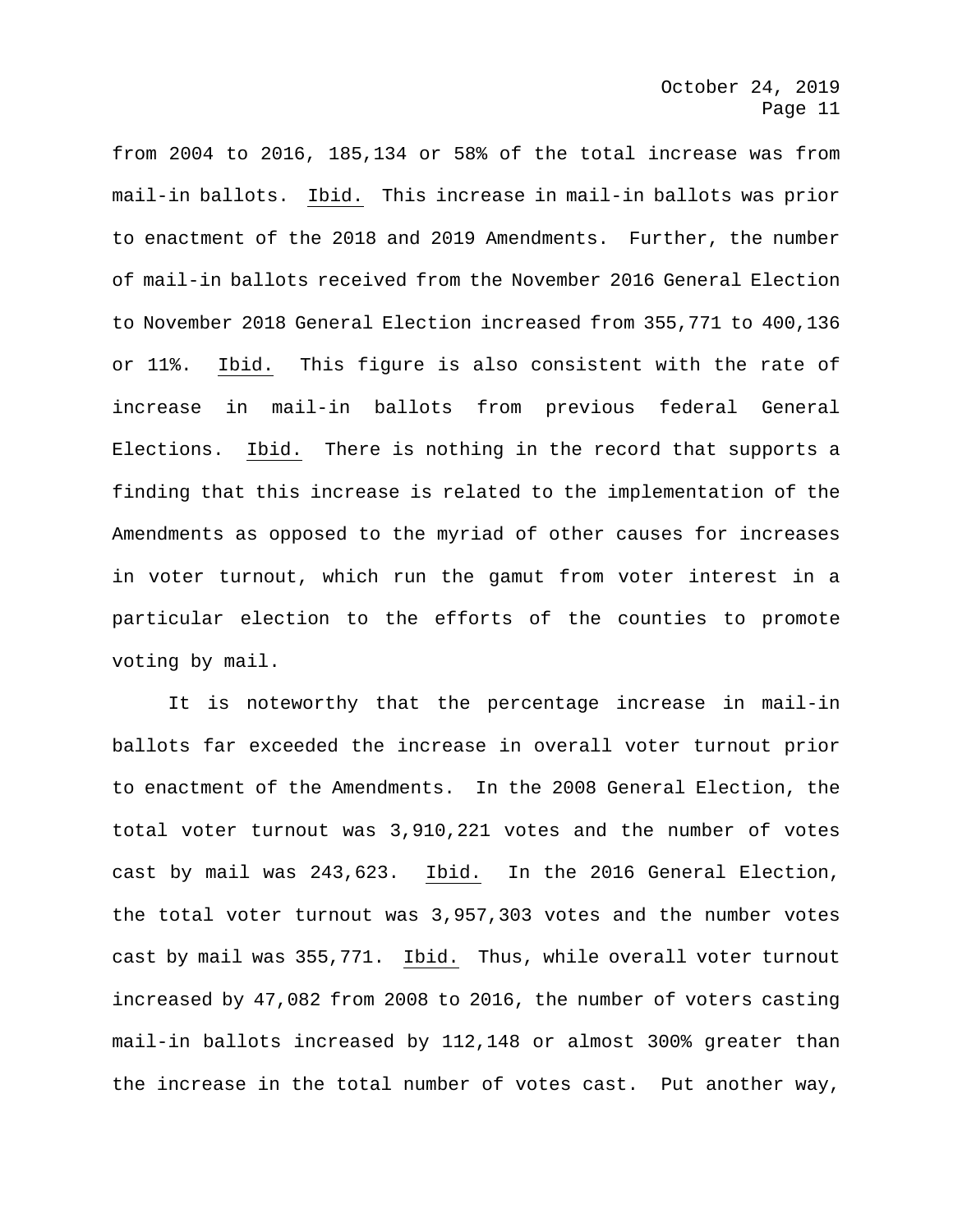from 2004 to 2016, 185,134 or 58% of the total increase was from mail-in ballots. Ibid. This increase in mail-in ballots was prior to enactment of the 2018 and 2019 Amendments. Further, the number of mail-in ballots received from the November 2016 General Election to November 2018 General Election increased from 355,771 to 400,136 or 11%. Ibid. This figure is also consistent with the rate of increase in mail-in ballots from previous federal General Elections. Ibid. There is nothing in the record that supports a finding that this increase is related to the implementation of the Amendments as opposed to the myriad of other causes for increases in voter turnout, which run the gamut from voter interest in a particular election to the efforts of the counties to promote voting by mail.

It is noteworthy that the percentage increase in mail-in ballots far exceeded the increase in overall voter turnout prior to enactment of the Amendments. In the 2008 General Election, the total voter turnout was 3,910,221 votes and the number of votes cast by mail was 243,623. Ibid. In the 2016 General Election, the total voter turnout was 3,957,303 votes and the number votes cast by mail was 355,771. Ibid. Thus, while overall voter turnout increased by 47,082 from 2008 to 2016, the number of voters casting mail-in ballots increased by 112,148 or almost 300% greater than the increase in the total number of votes cast. Put another way,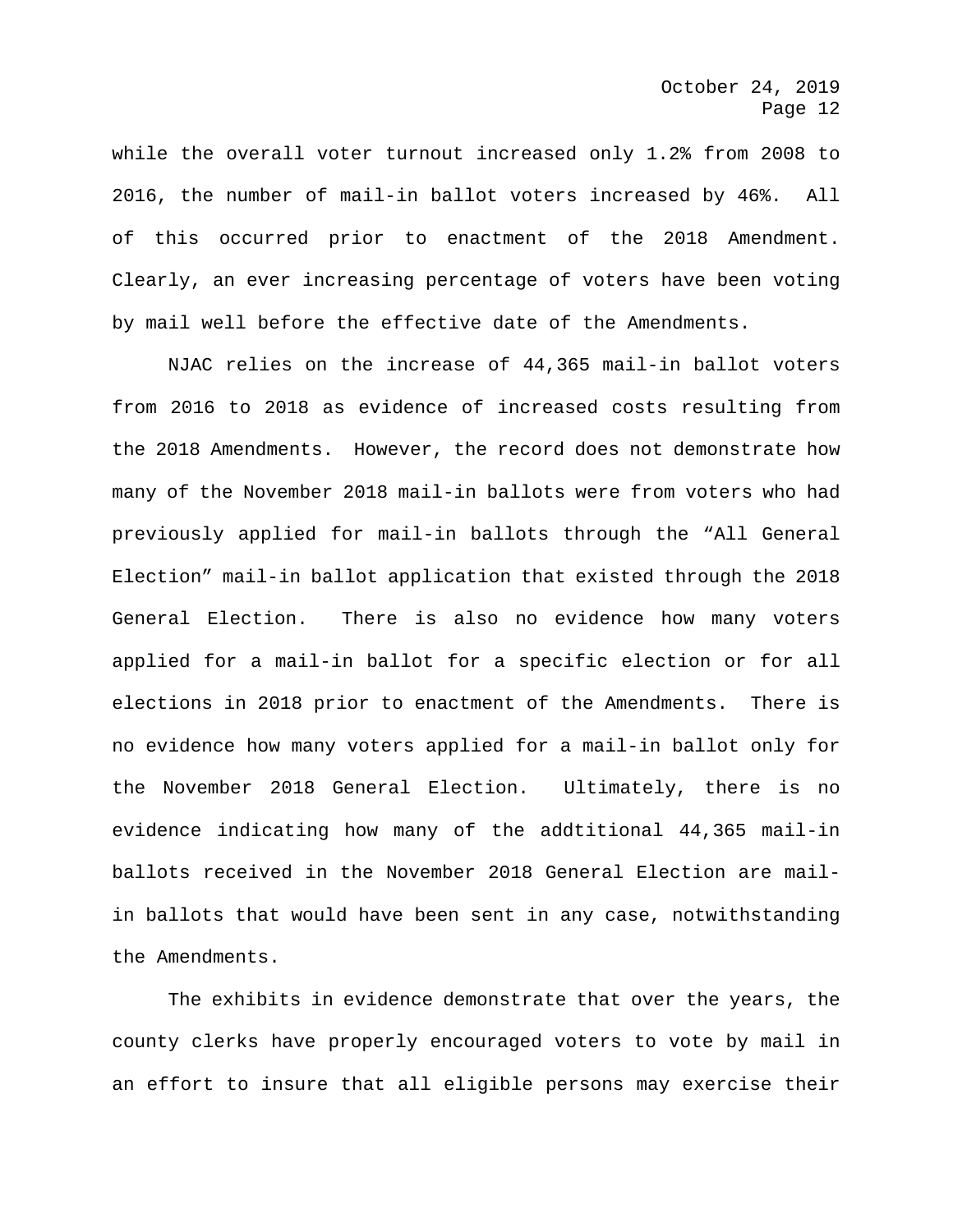while the overall voter turnout increased only 1.2% from 2008 to 2016, the number of mail-in ballot voters increased by 46%. All of this occurred prior to enactment of the 2018 Amendment. Clearly, an ever increasing percentage of voters have been voting by mail well before the effective date of the Amendments.

NJAC relies on the increase of 44,365 mail-in ballot voters from 2016 to 2018 as evidence of increased costs resulting from the 2018 Amendments. However, the record does not demonstrate how many of the November 2018 mail-in ballots were from voters who had previously applied for mail-in ballots through the "All General Election" mail-in ballot application that existed through the 2018 General Election. There is also no evidence how many voters applied for a mail-in ballot for a specific election or for all elections in 2018 prior to enactment of the Amendments. There is no evidence how many voters applied for a mail-in ballot only for the November 2018 General Election. Ultimately, there is no evidence indicating how many of the addtitional 44,365 mail-in ballots received in the November 2018 General Election are mail-in ballots that would have been sent in any case, notwithstanding the Amendments.

The exhibits in evidence demonstrate that over the years, the county clerks have properly encouraged voters to vote by mail in an effort to insure that all eligible persons may exercise their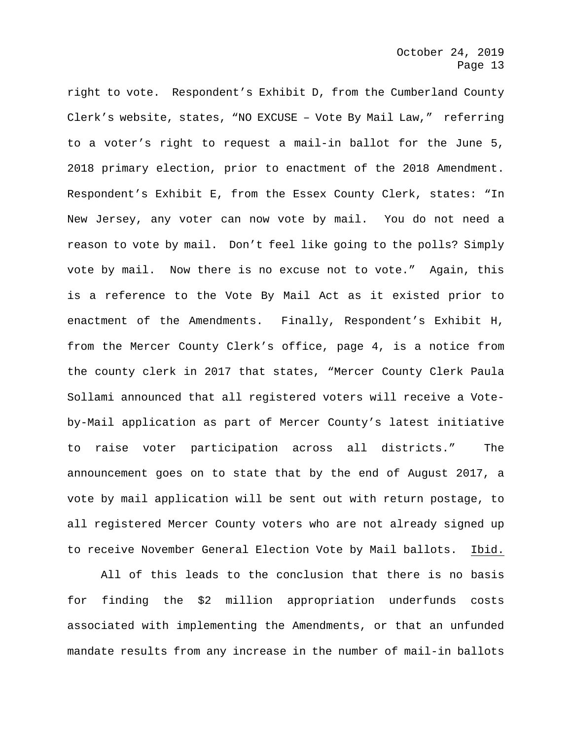right to vote. Respondent's Exhibit D, from the Cumberland County Clerk's website, states, "NO EXCUSE – Vote By Mail Law," referring to a voter's right to request a mail-in ballot for the June 5, 2018 primary election, prior to enactment of the 2018 Amendment. Respondent's Exhibit E, from the Essex County Clerk, states: "In New Jersey, any voter can now vote by mail. You do not need a reason to vote by mail. Don't feel like going to the polls? Simply vote by mail. Now there is no excuse not to vote." Again, this is a reference to the Vote By Mail Act as it existed prior to enactment of the Amendments. Finally, Respondent's Exhibit H, from the Mercer County Clerk's office, page 4, is a notice from the county clerk in 2017 that states, "Mercer County Clerk Paula Sollami announced that all registered voters will receive a Vote-by-Mail application as part of Mercer County's latest initiative to raise voter participation across all districts." The announcement goes on to state that by the end of August 2017, a vote by mail application will be sent out with return postage, to all registered Mercer County voters who are not already signed up to receive November General Election Vote by Mail ballots. Ibid.

All of this leads to the conclusion that there is no basis for finding the $2 million appropriation underfunds costs associated with implementing the Amendments, or that an unfunded mandate results from any increase in the number of mail-in ballots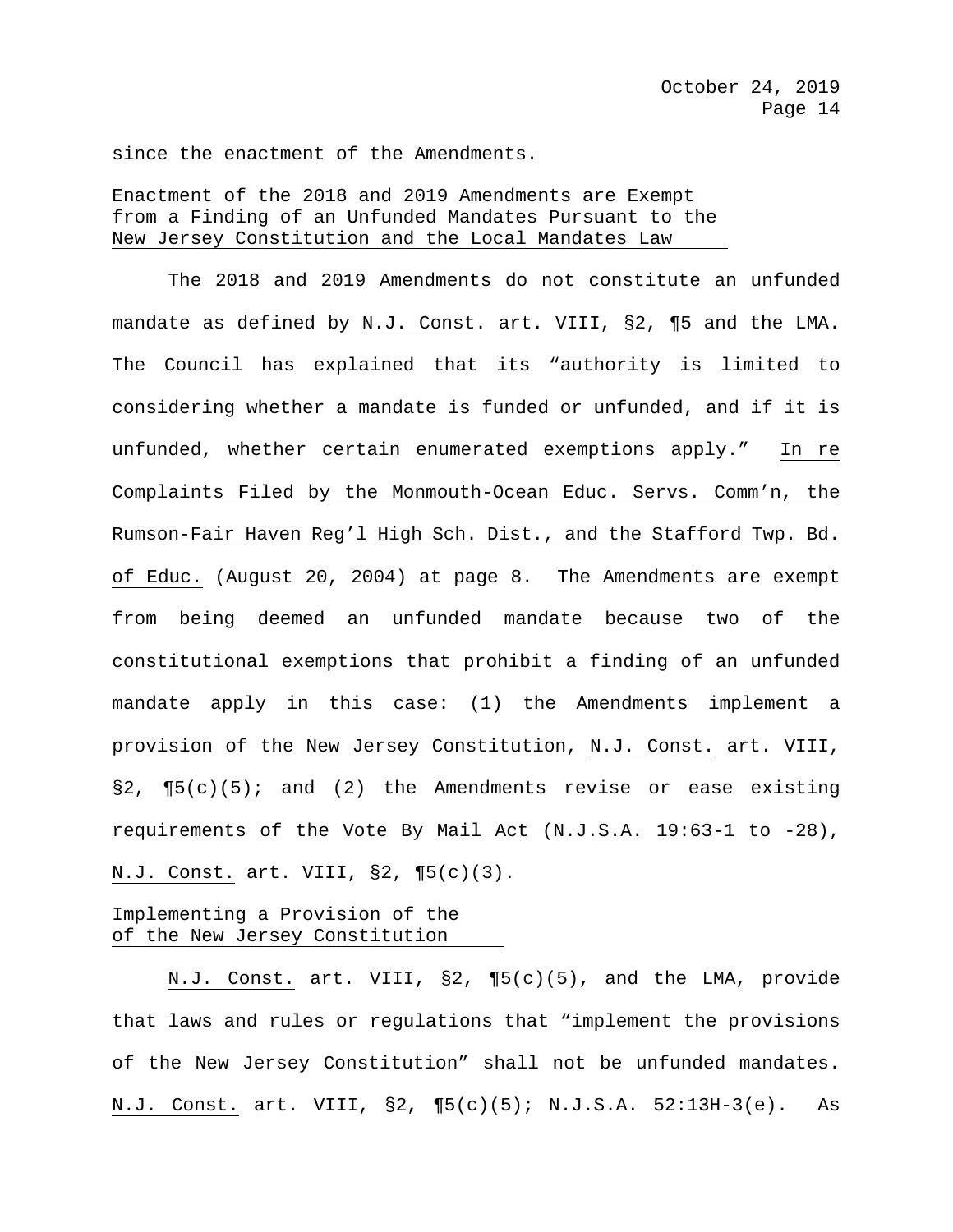since the enactment of the Amendments.

Enactment of the 2018 and 2019 Amendments are Exempt from a Finding of an Unfunded Mandates Pursuant to the New Jersey Constitution and the Local Mandates Law

The 2018 and 2019 Amendments do not constitute an unfunded mandate as defined by N.J. Const. art. VIII, §2, ¶5 and the LMA. The Council has explained that its "authority is limited to considering whether a mandate is funded or unfunded, and if it is unfunded, whether certain enumerated exemptions apply." In re Complaints Filed by the Monmouth-Ocean Educ. Servs. Comm'n, the Rumson-Fair Haven Reg'l High Sch. Dist., and the Stafford Twp. Bd. of Educ. (August 20, 2004) at page 8. The Amendments are exempt from being deemed an unfunded mandate because two of the constitutional exemptions that prohibit a finding of an unfunded mandate apply in this case: (1) the Amendments implement a provision of the New Jersey Constitution, N.J. Const. art. VIII, §2, ¶5(c)(5); and (2) the Amendments revise or ease existing requirements of the Vote By Mail Act (N.J.S.A. 19:63-1 to -28), N.J. Const. art. VIII, §2, ¶5(c)(3).

Implementing a Provision of the of the New Jersey Constitution

N.J. Const. art. VIII, §2, ¶5(c)(5), and the LMA, provide that laws and rules or regulations that "implement the provisions of the New Jersey Constitution" shall not be unfunded mandates. N.J. Const. art. VIII, §2, ¶5(c)(5); N.J.S.A. 52:13H-3(e). As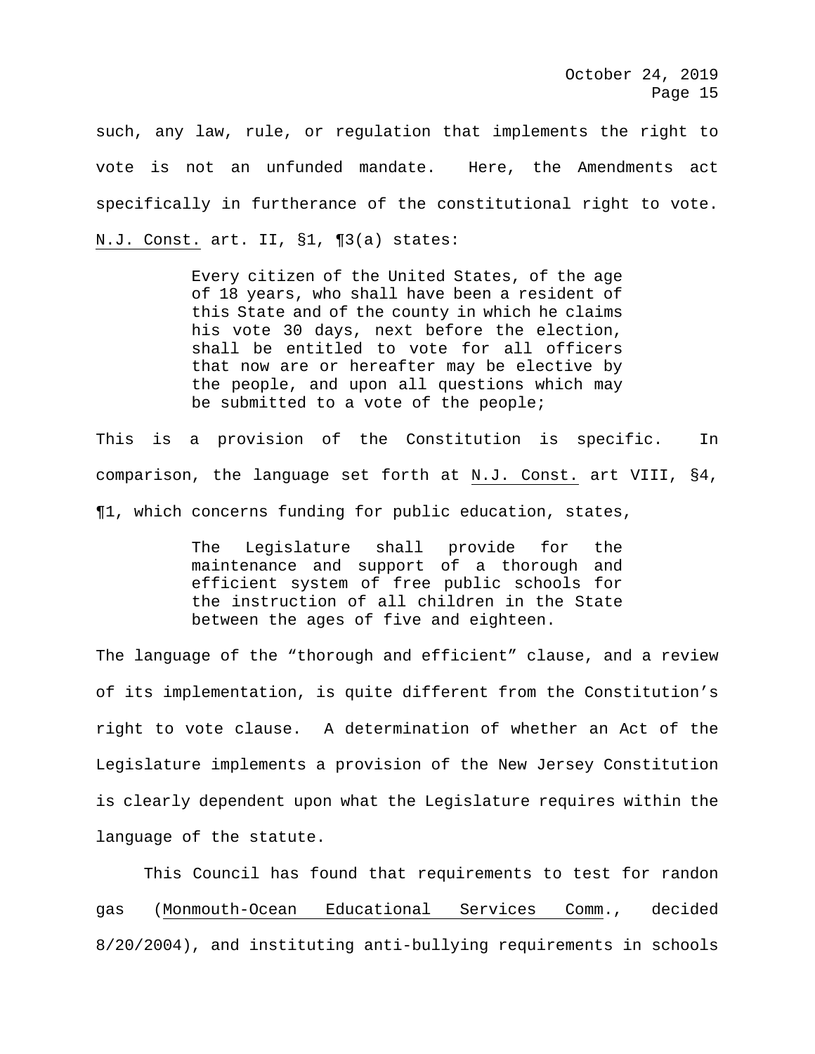such, any law, rule, or regulation that implements the right to vote is not an unfunded mandate. Here, the Amendments act specifically in furtherance of the constitutional right to vote. N.J. Const. art. II, §1, ¶3(a) states:

> Every citizen of the United States, of the age of 18 years, who shall have been a resident of this State and of the county in which he claims his vote 30 days, next before the election, shall be entitled to vote for all officers that now are or hereafter may be elective by the people, and upon all questions which may be submitted to a vote of the people;

This is a provision of the Constitution is specific. In comparison, the language set forth at N.J. Const. art VIII, §4, ¶1, which concerns funding for public education, states,

> The Legislature shall provide for the maintenance and support of a thorough and efficient system of free public schools for the instruction of all children in the State between the ages of five and eighteen.

The language of the "thorough and efficient" clause, and a review of its implementation, is quite different from the Constitution's right to vote clause. A determination of whether an Act of the Legislature implements a provision of the New Jersey Constitution is clearly dependent upon what the Legislature requires within the language of the statute.

This Council has found that requirements to test for randon gas (Monmouth-Ocean Educational Services Comm., decided 8/20/2004), and instituting anti-bullying requirements in schools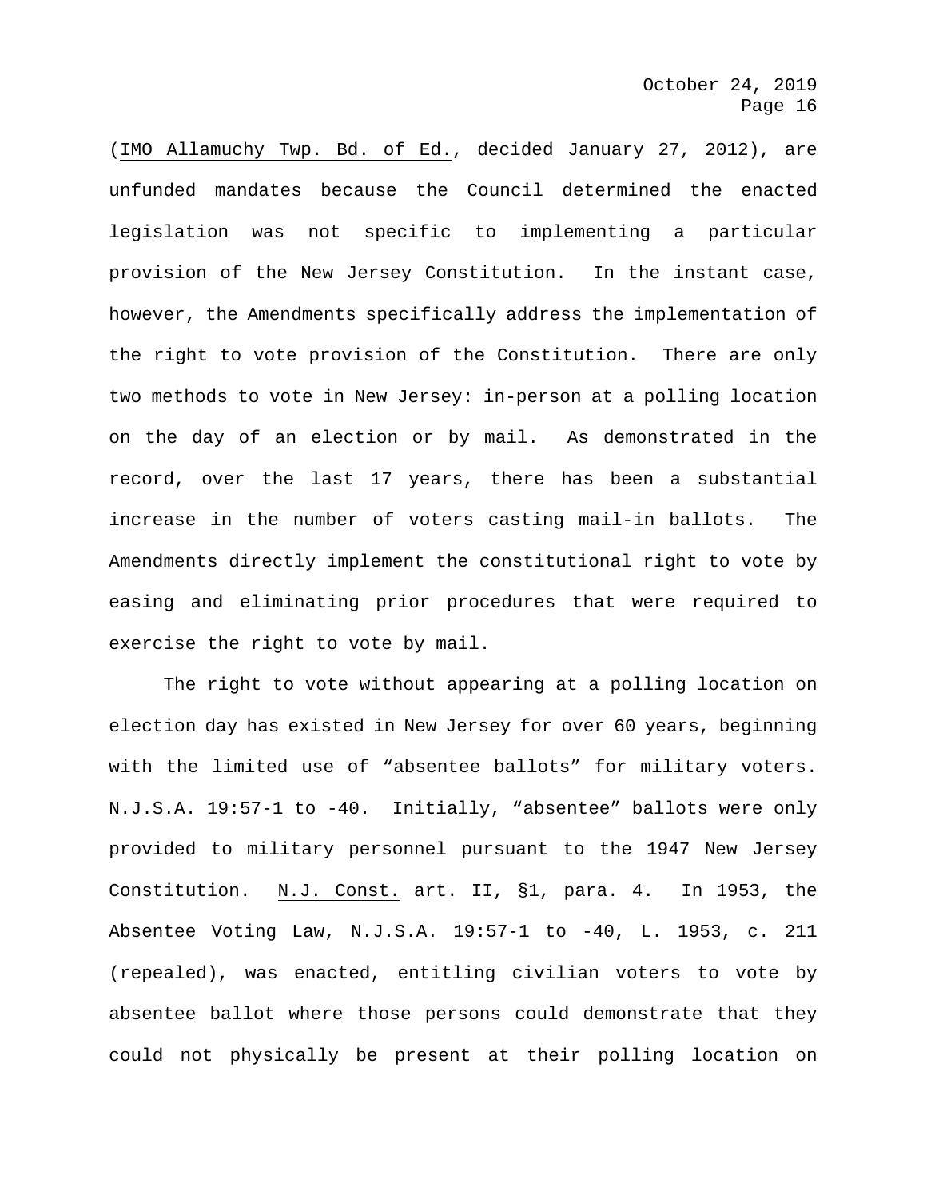(IMO Allamuchy Twp. Bd. of Ed., decided January 27, 2012), are unfunded mandates because the Council determined the enacted legislation was not specific to implementing a particular provision of the New Jersey Constitution. In the instant case, however, the Amendments specifically address the implementation of the right to vote provision of the Constitution. There are only two methods to vote in New Jersey: in-person at a polling location on the day of an election or by mail. As demonstrated in the record, over the last 17 years, there has been a substantial increase in the number of voters casting mail-in ballots. The Amendments directly implement the constitutional right to vote by easing and eliminating prior procedures that were required to exercise the right to vote by mail.

The right to vote without appearing at a polling location on election day has existed in New Jersey for over 60 years, beginning with the limited use of "absentee ballots" for military voters. N.J.S.A. 19:57-1 to -40. Initially, "absentee" ballots were only provided to military personnel pursuant to the 1947 New Jersey Constitution. N.J. Const. art. II, §1, para. 4. In 1953, the Absentee Voting Law, N.J.S.A. 19:57-1 to -40, L. 1953, c. 211 (repealed), was enacted, entitling civilian voters to vote by absentee ballot where those persons could demonstrate that they could not physically be present at their polling location on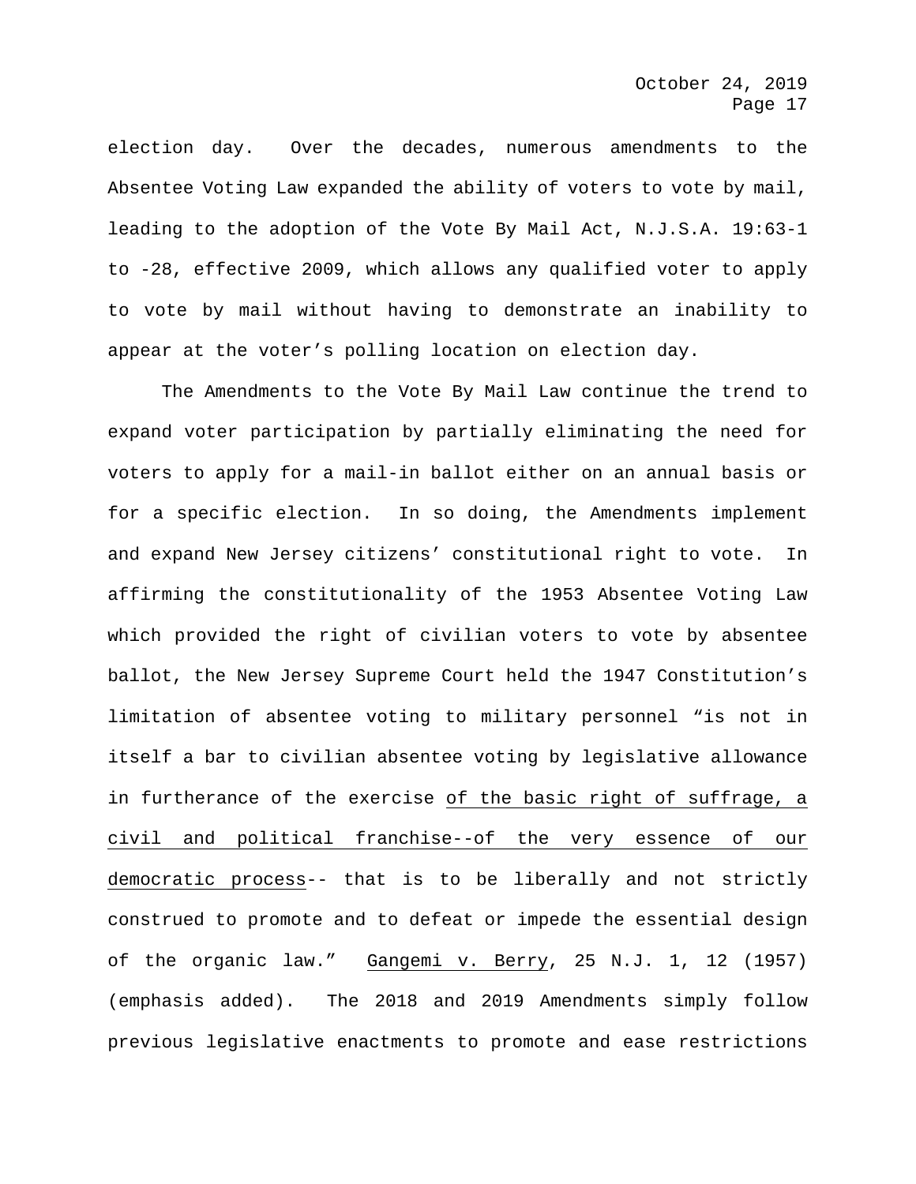election day. Over the decades, numerous amendments to the Absentee Voting Law expanded the ability of voters to vote by mail, leading to the adoption of the Vote By Mail Act, N.J.S.A. 19:63-1 to -28, effective 2009, which allows any qualified voter to apply to vote by mail without having to demonstrate an inability to appear at the voter's polling location on election day.

The Amendments to the Vote By Mail Law continue the trend to expand voter participation by partially eliminating the need for voters to apply for a mail-in ballot either on an annual basis or for a specific election. In so doing, the Amendments implement and expand New Jersey citizens' constitutional right to vote. In affirming the constitutionality of the 1953 Absentee Voting Law which provided the right of civilian voters to vote by absentee ballot, the New Jersey Supreme Court held the 1947 Constitution's limitation of absentee voting to military personnel "is not in itself a bar to civilian absentee voting by legislative allowance in furtherance of the exercise <u>of the basic right of suffrage, a civil and political franchise--of the very essence of our democratic process</u>-- that is to be liberally and not strictly construed to promote and to defeat or impede the essential design of the organic law." <u>Gangemi v. Berry</u>, 25 N.J. 1, 12 (1957) (emphasis added). The 2018 and 2019 Amendments simply follow previous legislative enactments to promote and ease restrictions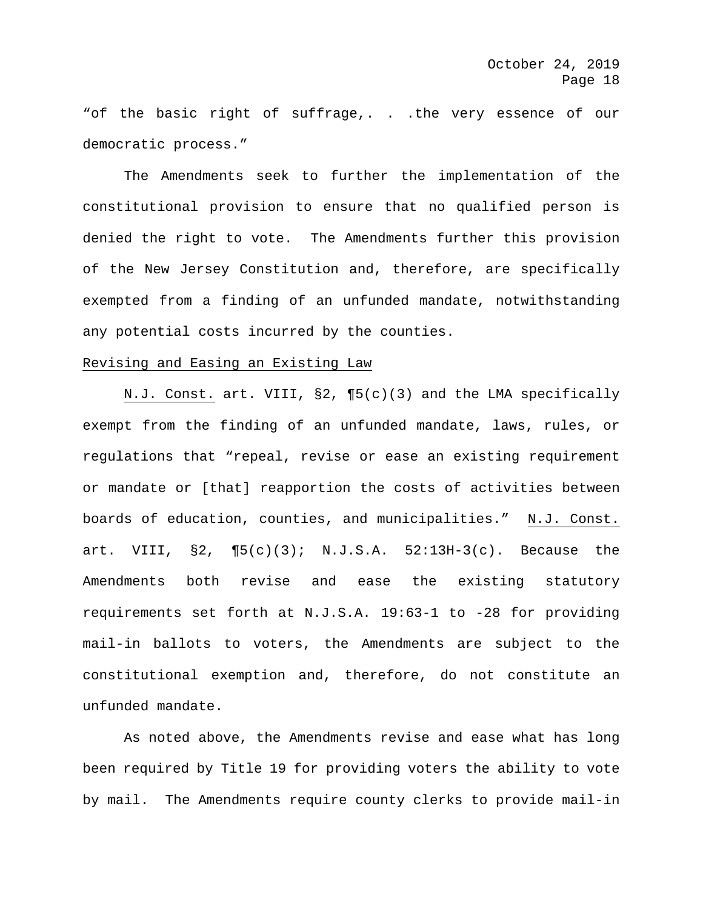"of the basic right of suffrage,. . .the very essence of our democratic process."

The Amendments seek to further the implementation of the constitutional provision to ensure that no qualified person is denied the right to vote. The Amendments further this provision of the New Jersey Constitution and, therefore, are specifically exempted from a finding of an unfunded mandate, notwithstanding any potential costs incurred by the counties.

Revising and Easing an Existing Law

N.J. Const. art. VIII, §2, ¶5(c)(3) and the LMA specifically exempt from the finding of an unfunded mandate, laws, rules, or regulations that "repeal, revise or ease an existing requirement or mandate or [that] reapportion the costs of activities between boards of education, counties, and municipalities." N.J. Const. art. VIII, §2, ¶5(c)(3); N.J.S.A. 52:13H-3(c). Because the Amendments both revise and ease the existing statutory requirements set forth at N.J.S.A. 19:63-1 to -28 for providing mail-in ballots to voters, the Amendments are subject to the constitutional exemption and, therefore, do not constitute an unfunded mandate.

As noted above, the Amendments revise and ease what has long been required by Title 19 for providing voters the ability to vote by mail. The Amendments require county clerks to provide mail-in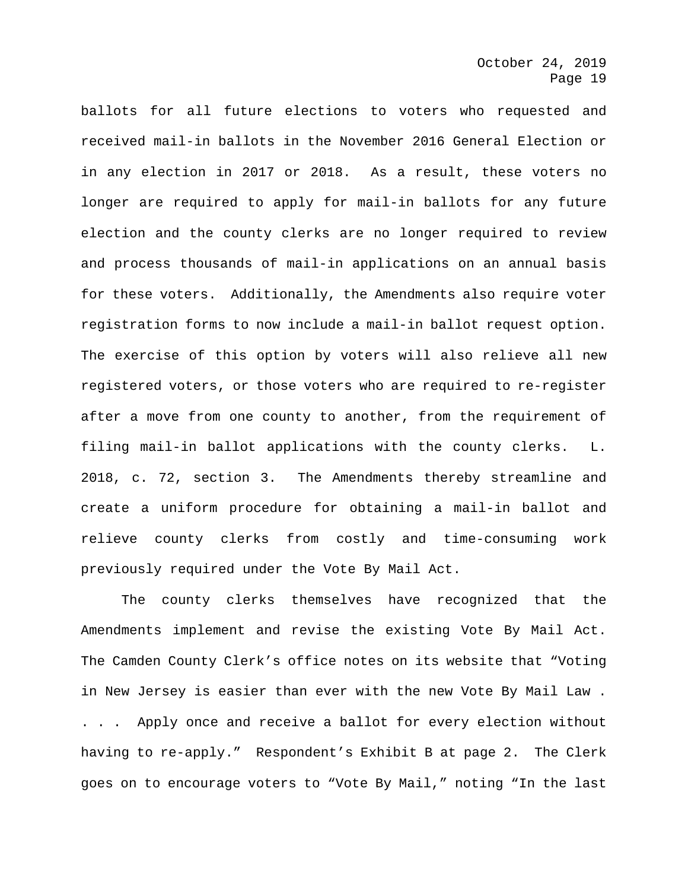ballots for all future elections to voters who requested and received mail-in ballots in the November 2016 General Election or in any election in 2017 or 2018. As a result, these voters no longer are required to apply for mail-in ballots for any future election and the county clerks are no longer required to review and process thousands of mail-in applications on an annual basis for these voters. Additionally, the Amendments also require voter registration forms to now include a mail-in ballot request option. The exercise of this option by voters will also relieve all new registered voters, or those voters who are required to re-register after a move from one county to another, from the requirement of filing mail-in ballot applications with the county clerks. L. 2018, c. 72, section 3. The Amendments thereby streamline and create a uniform procedure for obtaining a mail-in ballot and relieve county clerks from costly and time-consuming work previously required under the Vote By Mail Act.

The county clerks themselves have recognized that the Amendments implement and revise the existing Vote By Mail Act. The Camden County Clerk's office notes on its website that "Voting in New Jersey is easier than ever with the new Vote By Mail Law . . . . Apply once and receive a ballot for every election without having to re-apply." Respondent's Exhibit B at page 2. The Clerk goes on to encourage voters to "Vote By Mail," noting "In the last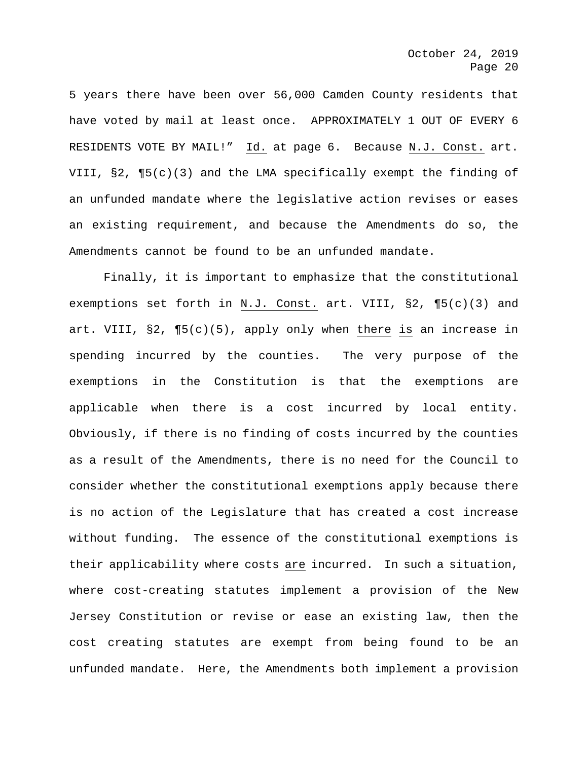5 years there have been over 56,000 Camden County residents that have voted by mail at least once. APPROXIMATELY 1 OUT OF EVERY 6 RESIDENTS VOTE BY MAIL!" Id. at page 6. Because N.J. Const. art. VIII, §2, ¶5(c)(3) and the LMA specifically exempt the finding of an unfunded mandate where the legislative action revises or eases an existing requirement, and because the Amendments do so, the Amendments cannot be found to be an unfunded mandate.

Finally, it is important to emphasize that the constitutional exemptions set forth in N.J. Const. art. VIII, §2, ¶5(c)(3) and art. VIII, §2, ¶5(c)(5), apply only when there is an increase in spending incurred by the counties. The very purpose of the exemptions in the Constitution is that the exemptions are applicable when there is a cost incurred by local entity. Obviously, if there is no finding of costs incurred by the counties as a result of the Amendments, there is no need for the Council to consider whether the constitutional exemptions apply because there is no action of the Legislature that has created a cost increase without funding. The essence of the constitutional exemptions is their applicability where costs are incurred. In such a situation, where cost-creating statutes implement a provision of the New Jersey Constitution or revise or ease an existing law, then the cost creating statutes are exempt from being found to be an unfunded mandate. Here, the Amendments both implement a provision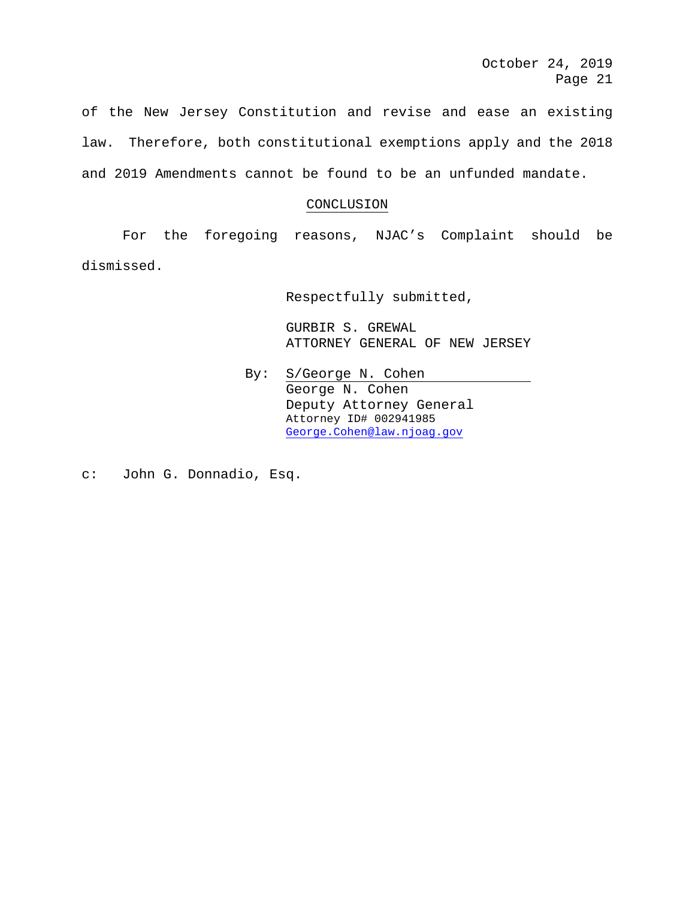of the New Jersey Constitution and revise and ease an existing law. Therefore, both constitutional exemptions apply and the 2018 and 2019 Amendments cannot be found to be an unfunded mandate.

## CONCLUSION

For the foregoing reasons, NJAC's Complaint should be dismissed.

Respectfully submitted,

GURBIR S. GREWAL
ATTORNEY GENERAL OF NEW JERSEY

By: S/George N. Cohen
George N. Cohen
Deputy Attorney General
Attorney ID# 002941985
George.Cohen@law.njoag.gov

c: John G. Donnadio, Esq.